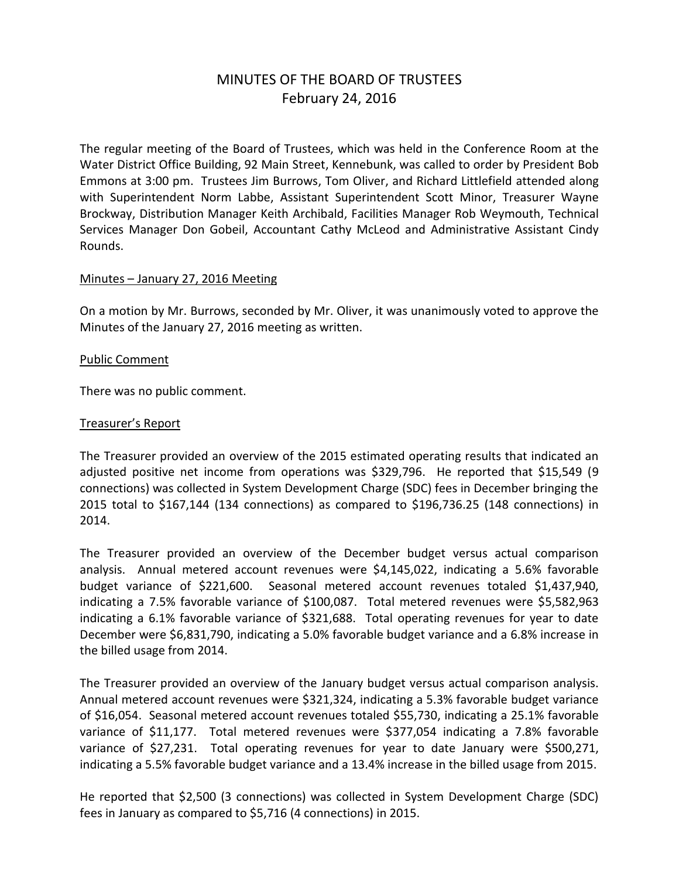# MINUTES OF THE BOARD OF TRUSTEES
## February 24, 2016

The regular meeting of the Board of Trustees, which was held in the Conference Room at the Water District Office Building, 92 Main Street, Kennebunk, was called to order by President Bob Emmons at 3:00 pm. Trustees Jim Burrows, Tom Oliver, and Richard Littlefield attended along with Superintendent Norm Labbe, Assistant Superintendent Scott Minor, Treasurer Wayne Brockway, Distribution Manager Keith Archibald, Facilities Manager Rob Weymouth, Technical Services Manager Don Gobeil, Accountant Cathy McLeod and Administrative Assistant Cindy Rounds.

<u>Minutes – January 27, 2016 Meeting</u>

On a motion by Mr. Burrows, seconded by Mr. Oliver, it was unanimously voted to approve the Minutes of the January 27, 2016 meeting as written.

<u>Public Comment</u>

There was no public comment.

<u>Treasurer's Report</u>

The Treasurer provided an overview of the 2015 estimated operating results that indicated an adjusted positive net income from operations was $329,796. He reported that $15,549 (9 connections) was collected in System Development Charge (SDC) fees in December bringing the 2015 total to $167,144 (134 connections) as compared to $196,736.25 (148 connections) in 2014.

The Treasurer provided an overview of the December budget versus actual comparison analysis. Annual metered account revenues were $4,145,022, indicating a 5.6% favorable budget variance of $221,600. Seasonal metered account revenues totaled $1,437,940, indicating a 7.5% favorable variance of $100,087. Total metered revenues were $5,582,963 indicating a 6.1% favorable variance of $321,688. Total operating revenues for year to date December were $6,831,790, indicating a 5.0% favorable budget variance and a 6.8% increase in the billed usage from 2014.

The Treasurer provided an overview of the January budget versus actual comparison analysis. Annual metered account revenues were $321,324, indicating a 5.3% favorable budget variance of $16,054. Seasonal metered account revenues totaled $55,730, indicating a 25.1% favorable variance of $11,177. Total metered revenues were $377,054 indicating a 7.8% favorable variance of $27,231. Total operating revenues for year to date January were $500,271, indicating a 5.5% favorable budget variance and a 13.4% increase in the billed usage from 2015.

He reported that $2,500 (3 connections) was collected in System Development Charge (SDC) fees in January as compared to $5,716 (4 connections) in 2015.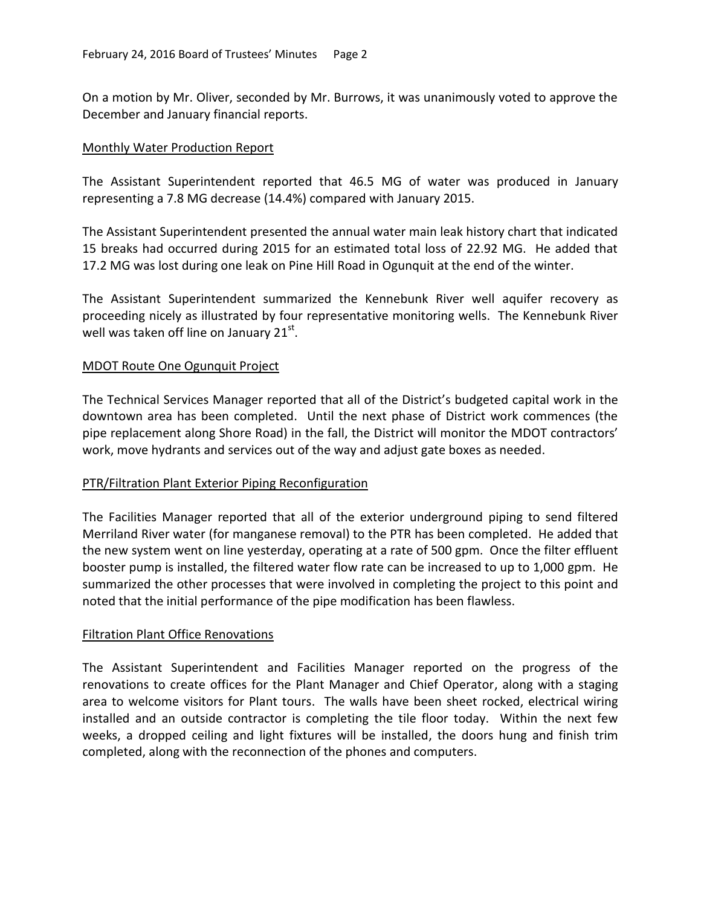On a motion by Mr. Oliver, seconded by Mr. Burrows, it was unanimously voted to approve the December and January financial reports.

## Monthly Water Production Report

The Assistant Superintendent reported that 46.5 MG of water was produced in January representing a 7.8 MG decrease (14.4%) compared with January 2015.

The Assistant Superintendent presented the annual water main leak history chart that indicated 15 breaks had occurred during 2015 for an estimated total loss of 22.92 MG. He added that 17.2 MG was lost during one leak on Pine Hill Road in Ogunquit at the end of the winter.

The Assistant Superintendent summarized the Kennebunk River well aquifer recovery as proceeding nicely as illustrated by four representative monitoring wells. The Kennebunk River well was taken off line on January 21st.

## MDOT Route One Ogunquit Project

The Technical Services Manager reported that all of the District's budgeted capital work in the downtown area has been completed. Until the next phase of District work commences (the pipe replacement along Shore Road) in the fall, the District will monitor the MDOT contractors' work, move hydrants and services out of the way and adjust gate boxes as needed.

## PTR/Filtration Plant Exterior Piping Reconfiguration

The Facilities Manager reported that all of the exterior underground piping to send filtered Merriland River water (for manganese removal) to the PTR has been completed. He added that the new system went on line yesterday, operating at a rate of 500 gpm. Once the filter effluent booster pump is installed, the filtered water flow rate can be increased to up to 1,000 gpm. He summarized the other processes that were involved in completing the project to this point and noted that the initial performance of the pipe modification has been flawless.

## Filtration Plant Office Renovations

The Assistant Superintendent and Facilities Manager reported on the progress of the renovations to create offices for the Plant Manager and Chief Operator, along with a staging area to welcome visitors for Plant tours. The walls have been sheet rocked, electrical wiring installed and an outside contractor is completing the tile floor today. Within the next few weeks, a dropped ceiling and light fixtures will be installed, the doors hung and finish trim completed, along with the reconnection of the phones and computers.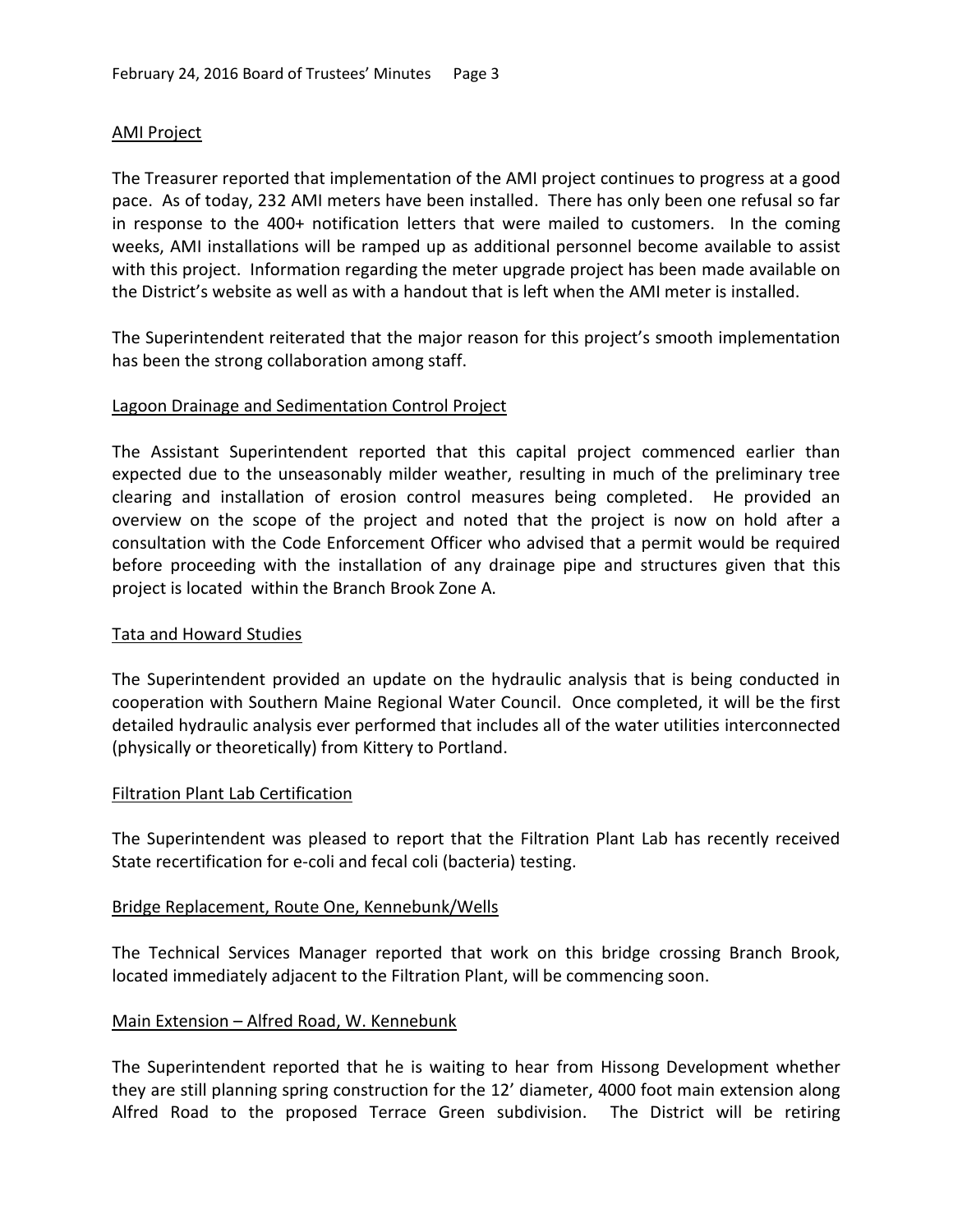## AMI Project

The Treasurer reported that implementation of the AMI project continues to progress at a good pace. As of today, 232 AMI meters have been installed. There has only been one refusal so far in response to the 400+ notification letters that were mailed to customers. In the coming weeks, AMI installations will be ramped up as additional personnel become available to assist with this project. Information regarding the meter upgrade project has been made available on the District's website as well as with a handout that is left when the AMI meter is installed.

The Superintendent reiterated that the major reason for this project's smooth implementation has been the strong collaboration among staff.

## Lagoon Drainage and Sedimentation Control Project

The Assistant Superintendent reported that this capital project commenced earlier than expected due to the unseasonably milder weather, resulting in much of the preliminary tree clearing and installation of erosion control measures being completed. He provided an overview on the scope of the project and noted that the project is now on hold after a consultation with the Code Enforcement Officer who advised that a permit would be required before proceeding with the installation of any drainage pipe and structures given that this project is located within the Branch Brook Zone A.

## Tata and Howard Studies

The Superintendent provided an update on the hydraulic analysis that is being conducted in cooperation with Southern Maine Regional Water Council. Once completed, it will be the first detailed hydraulic analysis ever performed that includes all of the water utilities interconnected (physically or theoretically) from Kittery to Portland.

## Filtration Plant Lab Certification

The Superintendent was pleased to report that the Filtration Plant Lab has recently received State recertification for e-coli and fecal coli (bacteria) testing.

## Bridge Replacement, Route One, Kennebunk/Wells

The Technical Services Manager reported that work on this bridge crossing Branch Brook, located immediately adjacent to the Filtration Plant, will be commencing soon.

## Main Extension – Alfred Road, W. Kennebunk

The Superintendent reported that he is waiting to hear from Hissong Development whether they are still planning spring construction for the 12' diameter, 4000 foot main extension along Alfred Road to the proposed Terrace Green subdivision. The District will be retiring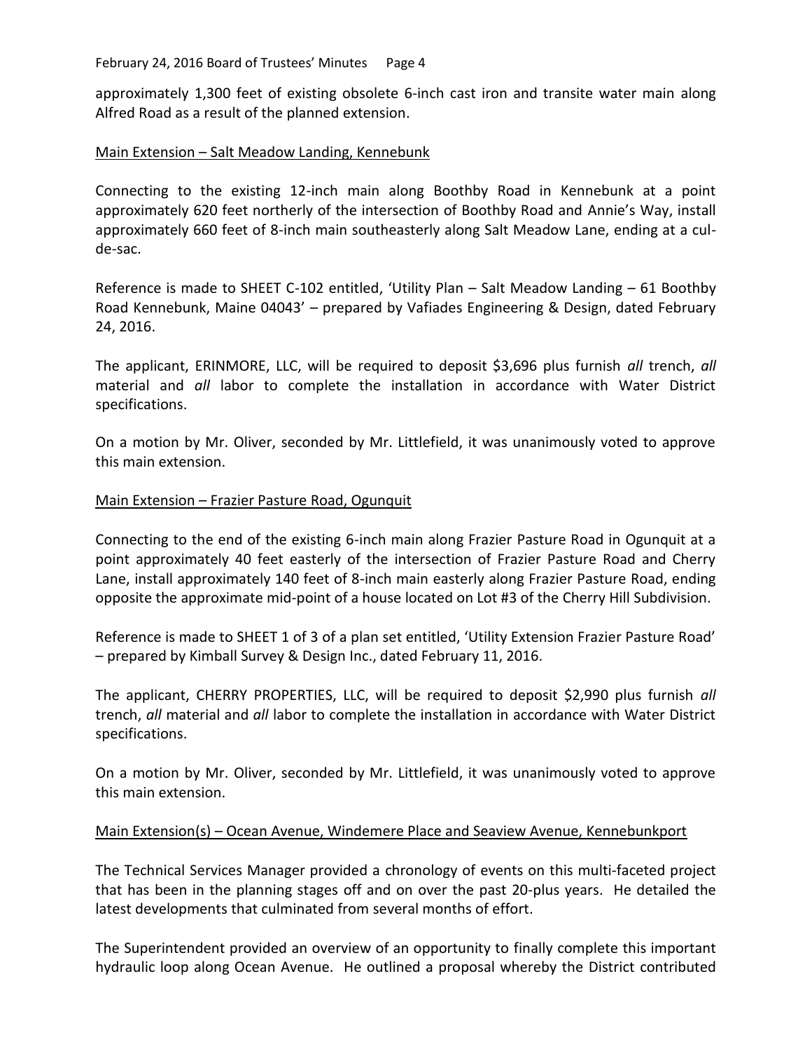approximately 1,300 feet of existing obsolete 6-inch cast iron and transite water main along Alfred Road as a result of the planned extension.

Main Extension – Salt Meadow Landing, Kennebunk

Connecting to the existing 12-inch main along Boothby Road in Kennebunk at a point approximately 620 feet northerly of the intersection of Boothby Road and Annie's Way, install approximately 660 feet of 8-inch main southeasterly along Salt Meadow Lane, ending at a cul-de-sac.

Reference is made to SHEET C-102 entitled, 'Utility Plan – Salt Meadow Landing – 61 Boothby Road Kennebunk, Maine 04043' – prepared by Vafiades Engineering & Design, dated February 24, 2016.

The applicant, ERINMORE, LLC, will be required to deposit $3,696 plus furnish *all* trench, *all* material and *all* labor to complete the installation in accordance with Water District specifications.

On a motion by Mr. Oliver, seconded by Mr. Littlefield, it was unanimously voted to approve this main extension.

Main Extension – Frazier Pasture Road, Ogunquit

Connecting to the end of the existing 6-inch main along Frazier Pasture Road in Ogunquit at a point approximately 40 feet easterly of the intersection of Frazier Pasture Road and Cherry Lane, install approximately 140 feet of 8-inch main easterly along Frazier Pasture Road, ending opposite the approximate mid-point of a house located on Lot #3 of the Cherry Hill Subdivision.

Reference is made to SHEET 1 of 3 of a plan set entitled, 'Utility Extension Frazier Pasture Road' – prepared by Kimball Survey & Design Inc., dated February 11, 2016.

The applicant, CHERRY PROPERTIES, LLC, will be required to deposit $2,990 plus furnish *all* trench, *all* material and *all* labor to complete the installation in accordance with Water District specifications.

On a motion by Mr. Oliver, seconded by Mr. Littlefield, it was unanimously voted to approve this main extension.

Main Extension(s) – Ocean Avenue, Windemere Place and Seaview Avenue, Kennebunkport

The Technical Services Manager provided a chronology of events on this multi-faceted project that has been in the planning stages off and on over the past 20-plus years. He detailed the latest developments that culminated from several months of effort.

The Superintendent provided an overview of an opportunity to finally complete this important hydraulic loop along Ocean Avenue. He outlined a proposal whereby the District contributed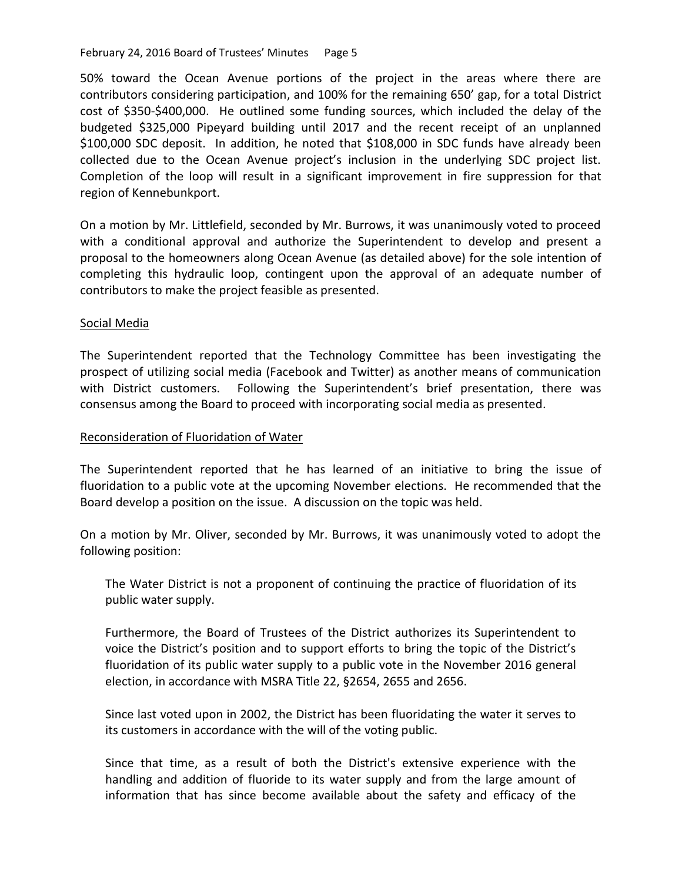50% toward the Ocean Avenue portions of the project in the areas where there are contributors considering participation, and 100% for the remaining 650' gap, for a total District cost of $350-$400,000. He outlined some funding sources, which included the delay of the budgeted $325,000 Pipeyard building until 2017 and the recent receipt of an unplanned $100,000 SDC deposit. In addition, he noted that $108,000 in SDC funds have already been collected due to the Ocean Avenue project's inclusion in the underlying SDC project list. Completion of the loop will result in a significant improvement in fire suppression for that region of Kennebunkport.

On a motion by Mr. Littlefield, seconded by Mr. Burrows, it was unanimously voted to proceed with a conditional approval and authorize the Superintendent to develop and present a proposal to the homeowners along Ocean Avenue (as detailed above) for the sole intention of completing this hydraulic loop, contingent upon the approval of an adequate number of contributors to make the project feasible as presented.

Social Media

The Superintendent reported that the Technology Committee has been investigating the prospect of utilizing social media (Facebook and Twitter) as another means of communication with District customers. Following the Superintendent's brief presentation, there was consensus among the Board to proceed with incorporating social media as presented.

Reconsideration of Fluoridation of Water

The Superintendent reported that he has learned of an initiative to bring the issue of fluoridation to a public vote at the upcoming November elections. He recommended that the Board develop a position on the issue. A discussion on the topic was held.

On a motion by Mr. Oliver, seconded by Mr. Burrows, it was unanimously voted to adopt the following position:

> The Water District is not a proponent of continuing the practice of fluoridation of its public water supply.
>
> Furthermore, the Board of Trustees of the District authorizes its Superintendent to voice the District's position and to support efforts to bring the topic of the District's fluoridation of its public water supply to a public vote in the November 2016 general election, in accordance with MSRA Title 22, §2654, 2655 and 2656.
>
> Since last voted upon in 2002, the District has been fluoridating the water it serves to its customers in accordance with the will of the voting public.
>
> Since that time, as a result of both the District's extensive experience with the handling and addition of fluoride to its water supply and from the large amount of information that has since become available about the safety and efficacy of the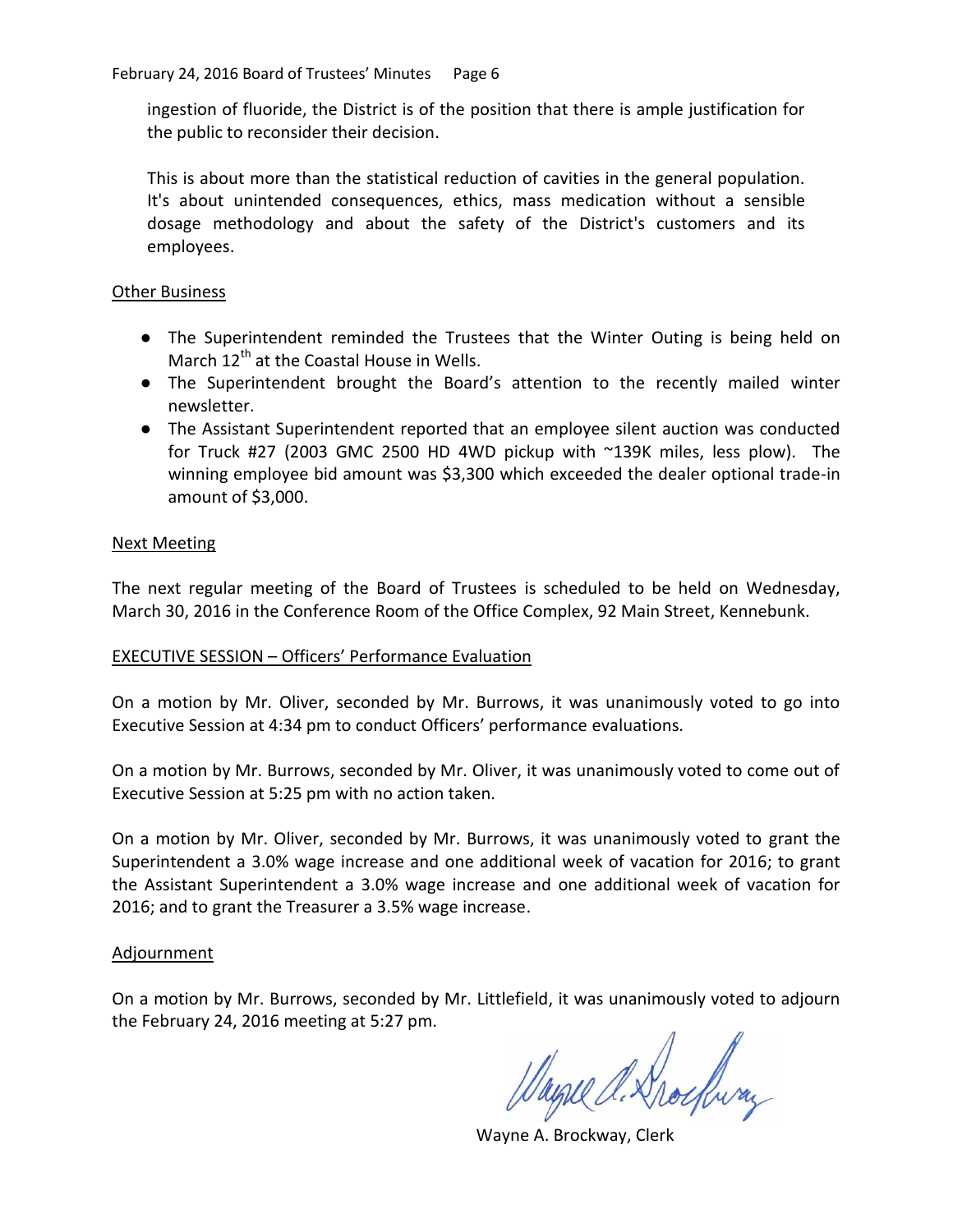ingestion of fluoride, the District is of the position that there is ample justification for the public to reconsider their decision.

This is about more than the statistical reduction of cavities in the general population. It's about unintended consequences, ethics, mass medication without a sensible dosage methodology and about the safety of the District's customers and its employees.

Other Business

- The Superintendent reminded the Trustees that the Winter Outing is being held on March 12th at the Coastal House in Wells.
- The Superintendent brought the Board's attention to the recently mailed winter newsletter.
- The Assistant Superintendent reported that an employee silent auction was conducted for Truck #27 (2003 GMC 2500 HD 4WD pickup with ~139K miles, less plow). The winning employee bid amount was $3,300 which exceeded the dealer optional trade-in amount of $3,000.

Next Meeting

The next regular meeting of the Board of Trustees is scheduled to be held on Wednesday, March 30, 2016 in the Conference Room of the Office Complex, 92 Main Street, Kennebunk.

EXECUTIVE SESSION – Officers' Performance Evaluation

On a motion by Mr. Oliver, seconded by Mr. Burrows, it was unanimously voted to go into Executive Session at 4:34 pm to conduct Officers' performance evaluations.

On a motion by Mr. Burrows, seconded by Mr. Oliver, it was unanimously voted to come out of Executive Session at 5:25 pm with no action taken.

On a motion by Mr. Oliver, seconded by Mr. Burrows, it was unanimously voted to grant the Superintendent a 3.0% wage increase and one additional week of vacation for 2016; to grant the Assistant Superintendent a 3.0% wage increase and one additional week of vacation for 2016; and to grant the Treasurer a 3.5% wage increase.

Adjournment

On a motion by Mr. Burrows, seconded by Mr. Littlefield, it was unanimously voted to adjourn the February 24, 2016 meeting at 5:27 pm.

Wayne A. Brockway

Wayne A. Brockway, Clerk